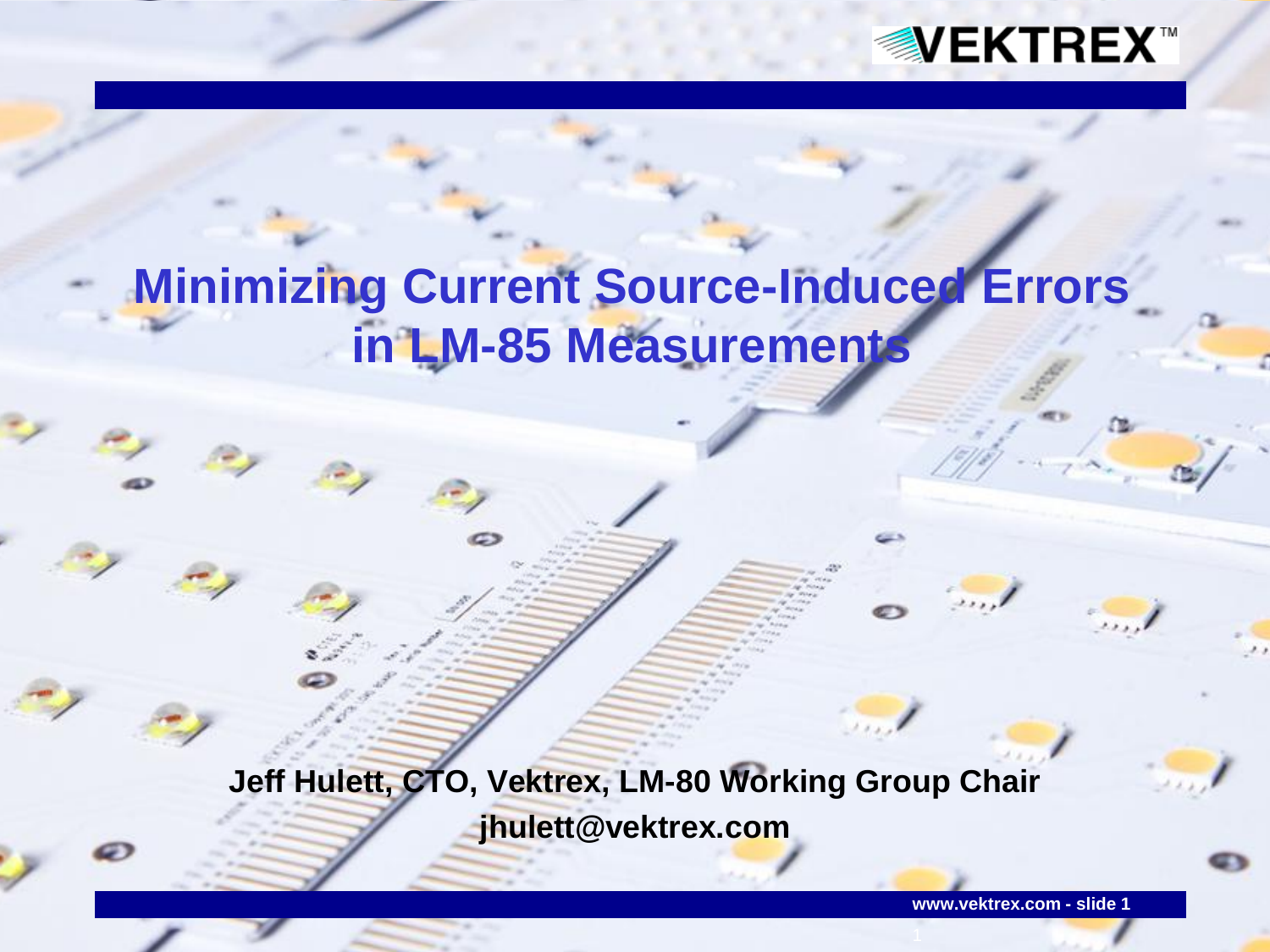# Minimizing Current Source-Induced Errors in LM-85 Measurements

**Jeff Hulett, CTO, Vektrex, LM-80 Working Group Chair**

**jhulett@vektrex.com**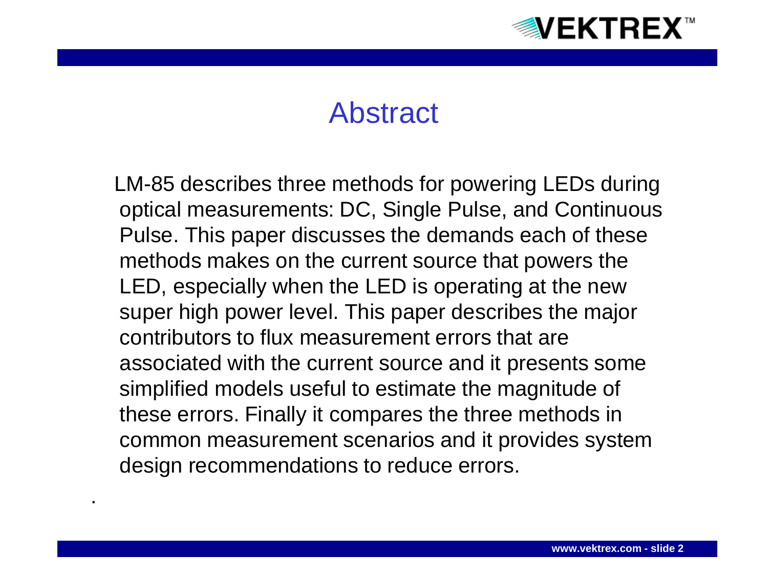# Abstract

LM-85 describes three methods for powering LEDs during optical measurements: DC, Single Pulse, and Continuous Pulse. This paper discusses the demands each of these methods makes on the current source that powers the LED, especially when the LED is operating at the new super high power level. This paper describes the major contributors to flux measurement errors that are associated with the current source and it presents some simplified models useful to estimate the magnitude of these errors. Finally it compares the three methods in common measurement scenarios and it provides system design recommendations to reduce errors.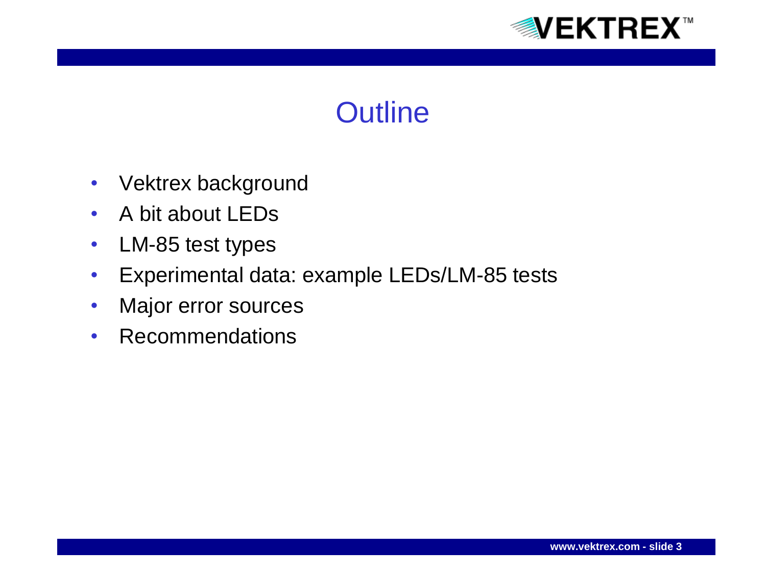# Outline

- Vektrex background
- A bit about LEDs
- LM-85 test types
- Experimental data: example LEDs/LM-85 tests
- Major error sources
- Recommendations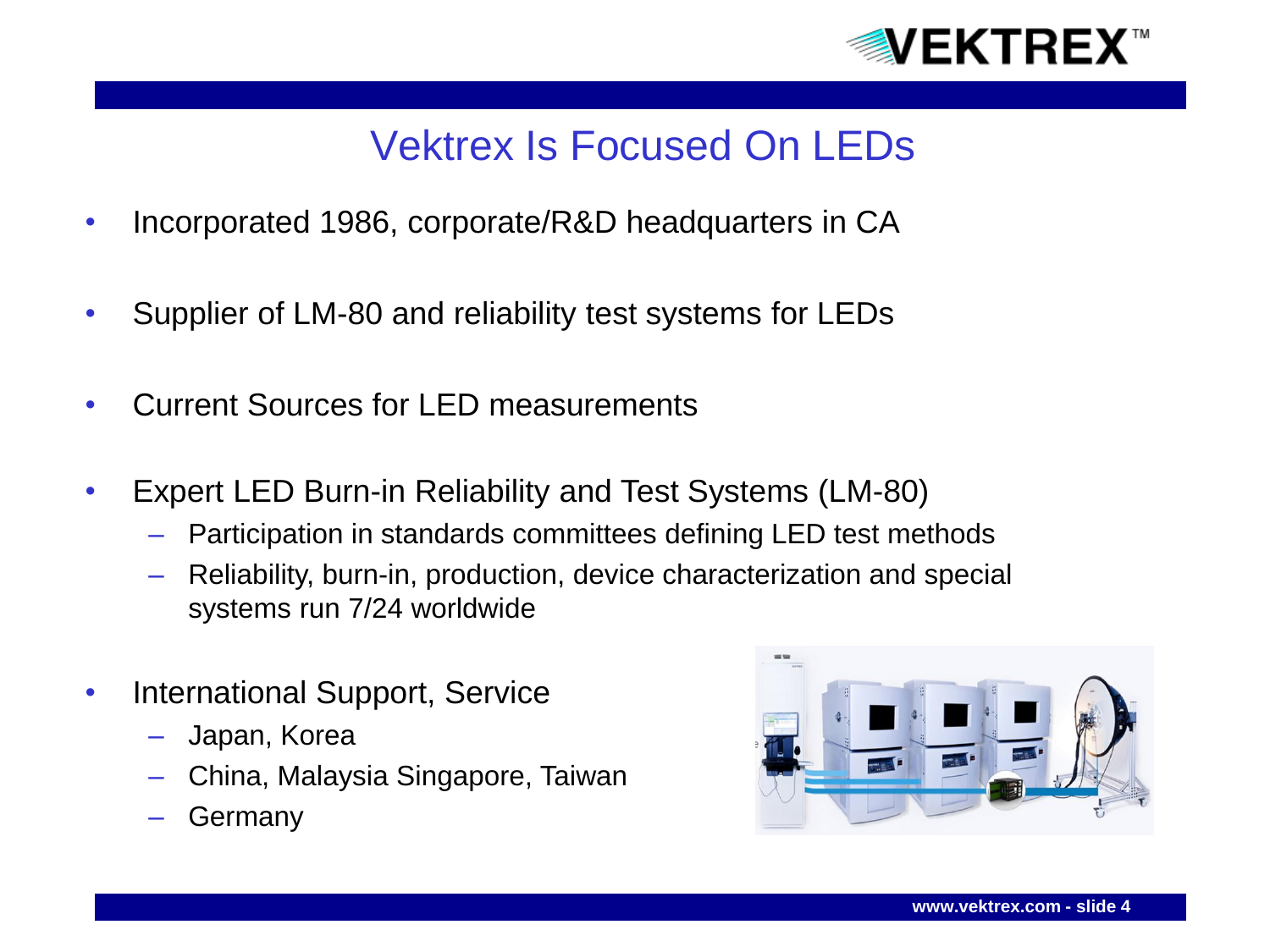# Vektrex Is Focused On LEDs

- Incorporated 1986, corporate/R&D headquarters in CA
- Supplier of LM-80 and reliability test systems for LEDs
- Current Sources for LED measurements
- Expert LED Burn-in Reliability and Test Systems (LM-80)
  - Participation in standards committees defining LED test methods
  - Reliability, burn-in, production, device characterization and special systems run 7/24 worldwide
- International Support, Service
  - Japan, Korea
  - China, Malaysia Singapore, Taiwan
  - Germany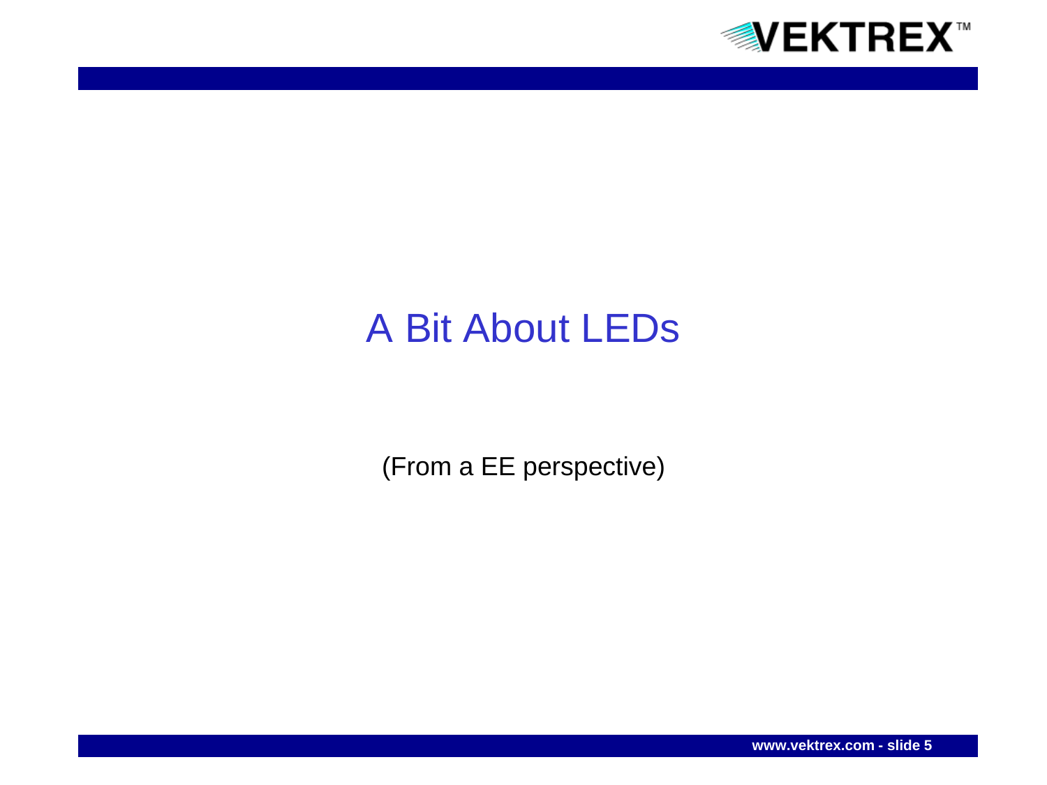# A Bit About LEDs

(From a EE perspective)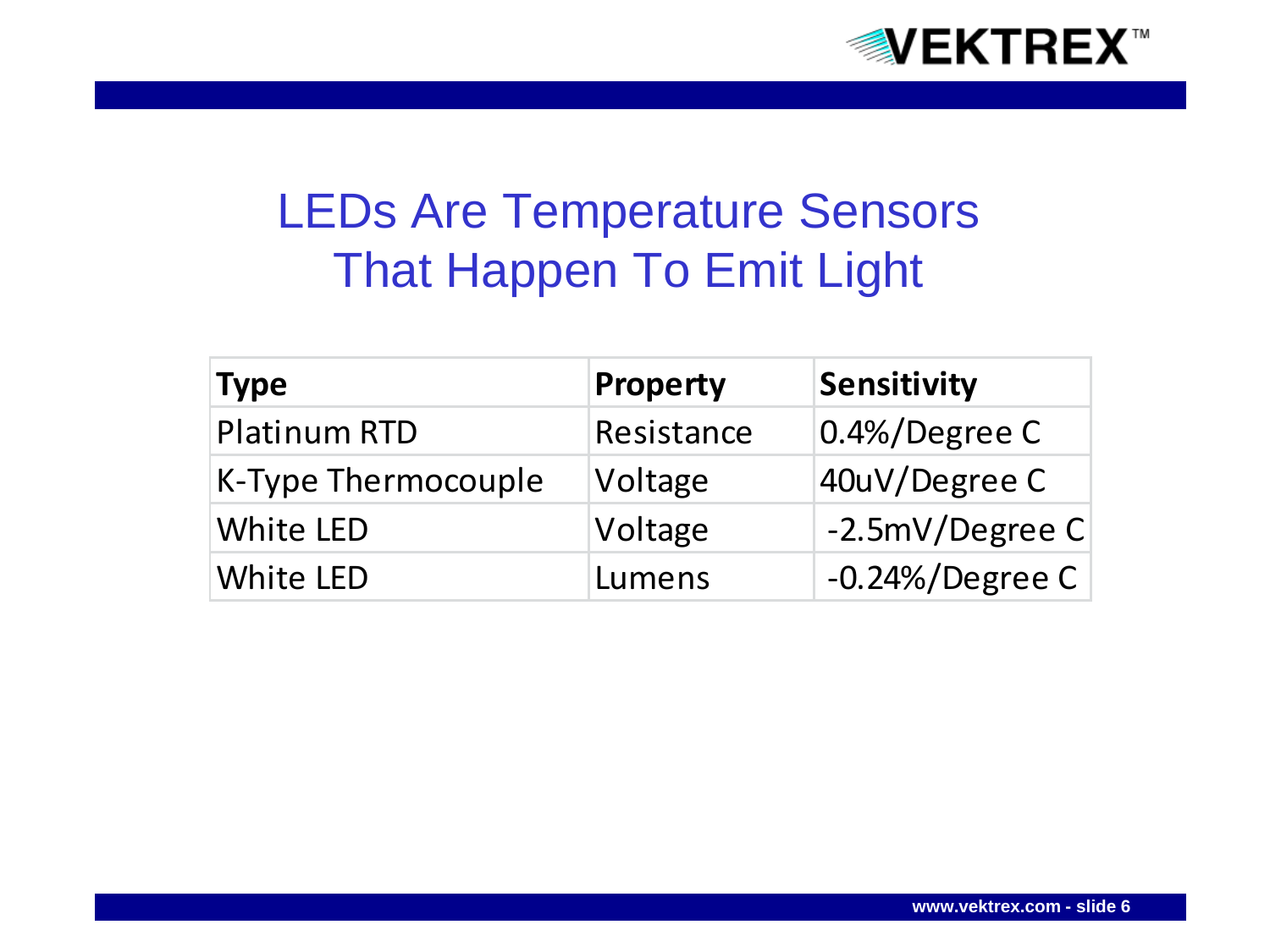# LEDs Are Temperature Sensors That Happen To Emit Light

| Type | Property | Sensitivity |
| --- | --- | --- |
| Platinum RTD | Resistance | 0.4%/Degree C |
| K-Type Thermocouple | Voltage | 40uV/Degree C |
| White LED | Voltage | -2.5mV/Degree C |
| White LED | Lumens | -0.24%/Degree C |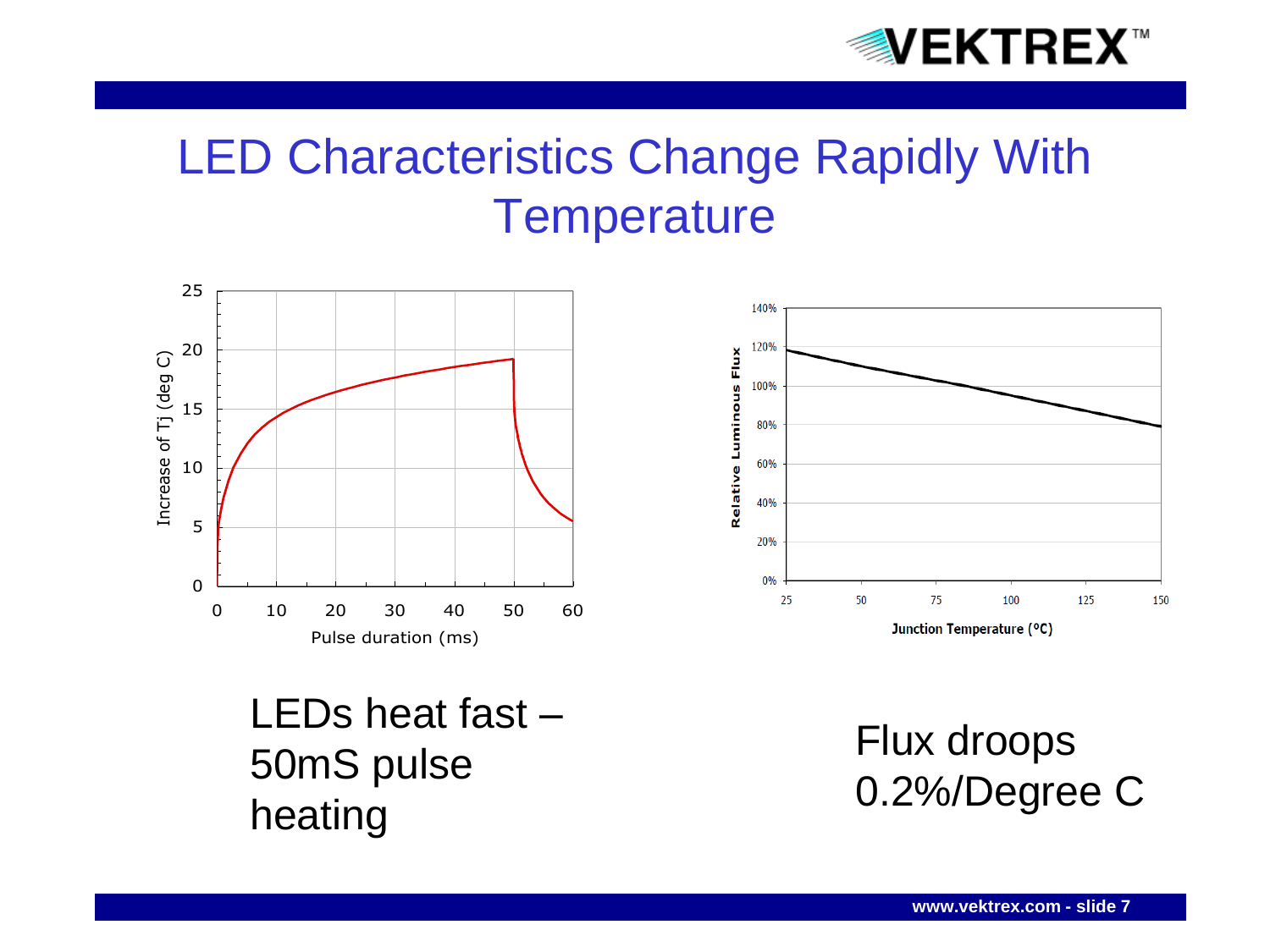# LED Characteristics Change Rapidly With Temperature

Increase of Tj (deg C)

25
20
15
10
5
0

0 10 20 30 40 50 60

Pulse duration (ms)

Relative Luminous Flux

140%
120%
100%
80%
60%
40%
20%
0%

25 50 75 100 125 150

Junction Temperature (ºC)

LEDs heat fast – 50mS pulse heating

Flux droops 0.2%/Degree C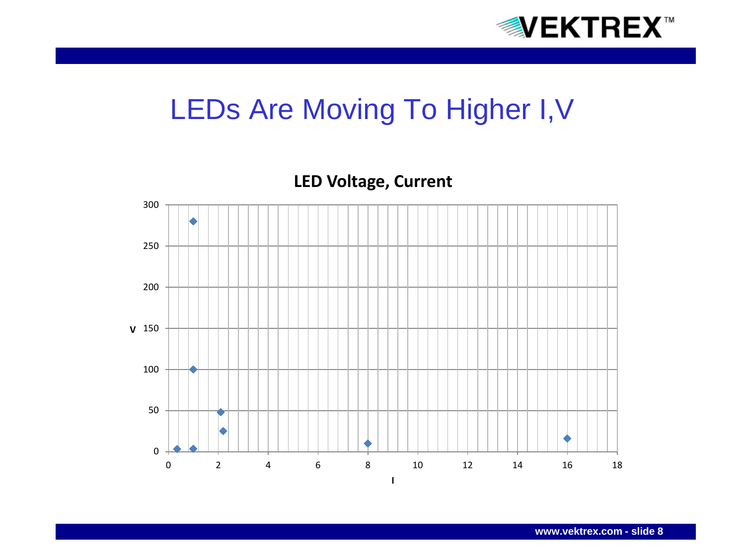# LEDs Are Moving To Higher I,V

**LED Voltage, Current**

V

300
250
200
150
100
50
0

0 2 4 6 8 10 12 14 16 18

I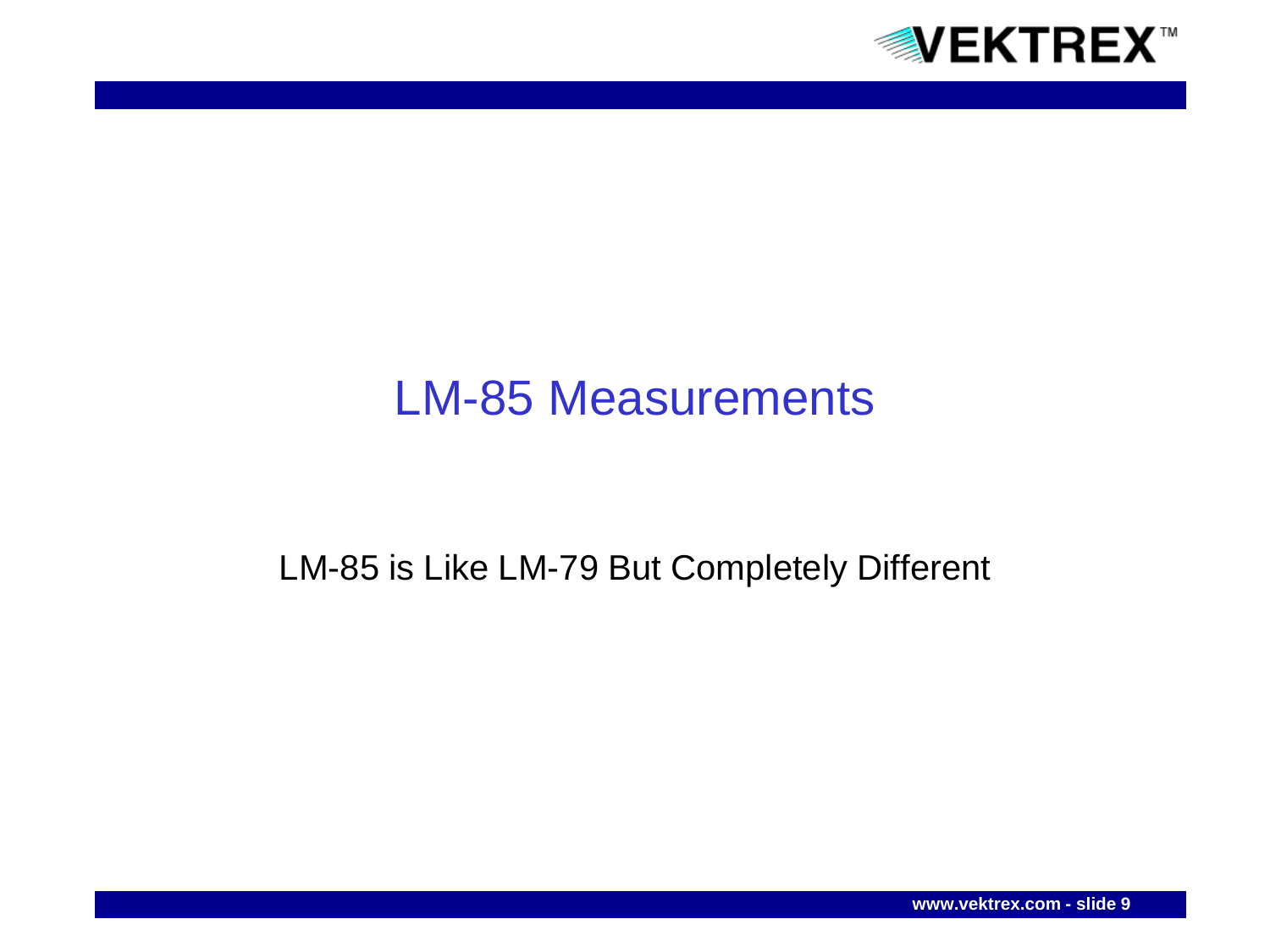# LM-85 Measurements

LM-85 is Like LM-79 But Completely Different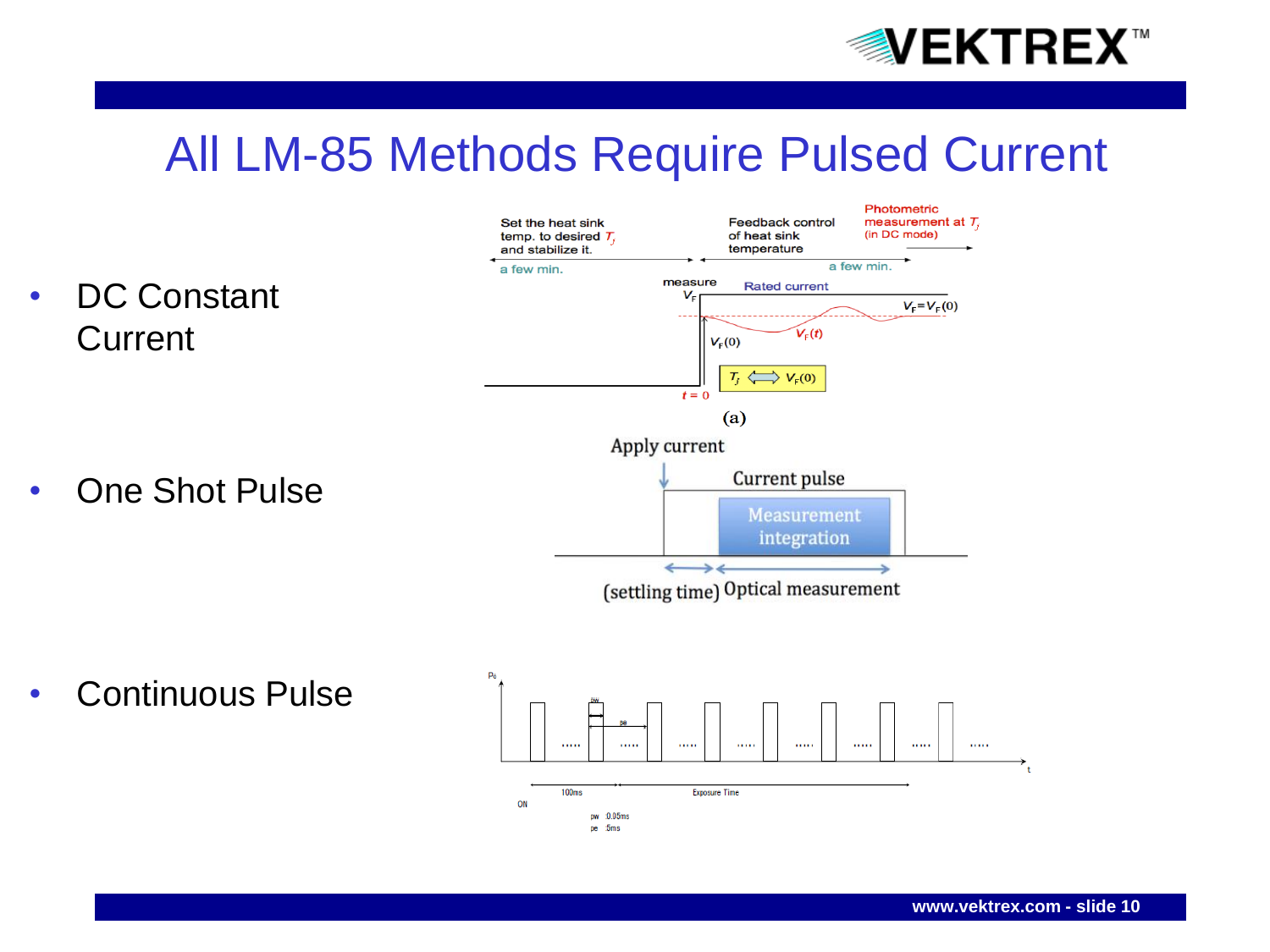# All LM-85 Methods Require Pulsed Current

- DC Constant Current

Set the heat sink temp. to desired $T_j$ and stabilize it.

a few min.

Feedback control of heat sink temperature

a few min.

Photometric measurement at $T_j$ (in DC mode)

measure $V_F$

Rated current

$V_F = V_F(0)$

$V_F(0)$

$V_F(t)$

$T_j \Leftrightarrow V_F(0)$

$t = 0$

(a)

- One Shot Pulse

Apply current

Current pulse

Measurement integration

(settling time) Optical measurement

- Continuous Pulse

P₀

pw

pe

t

100ms

Exposure Time

ON

pw 0.05ms

pe 5ms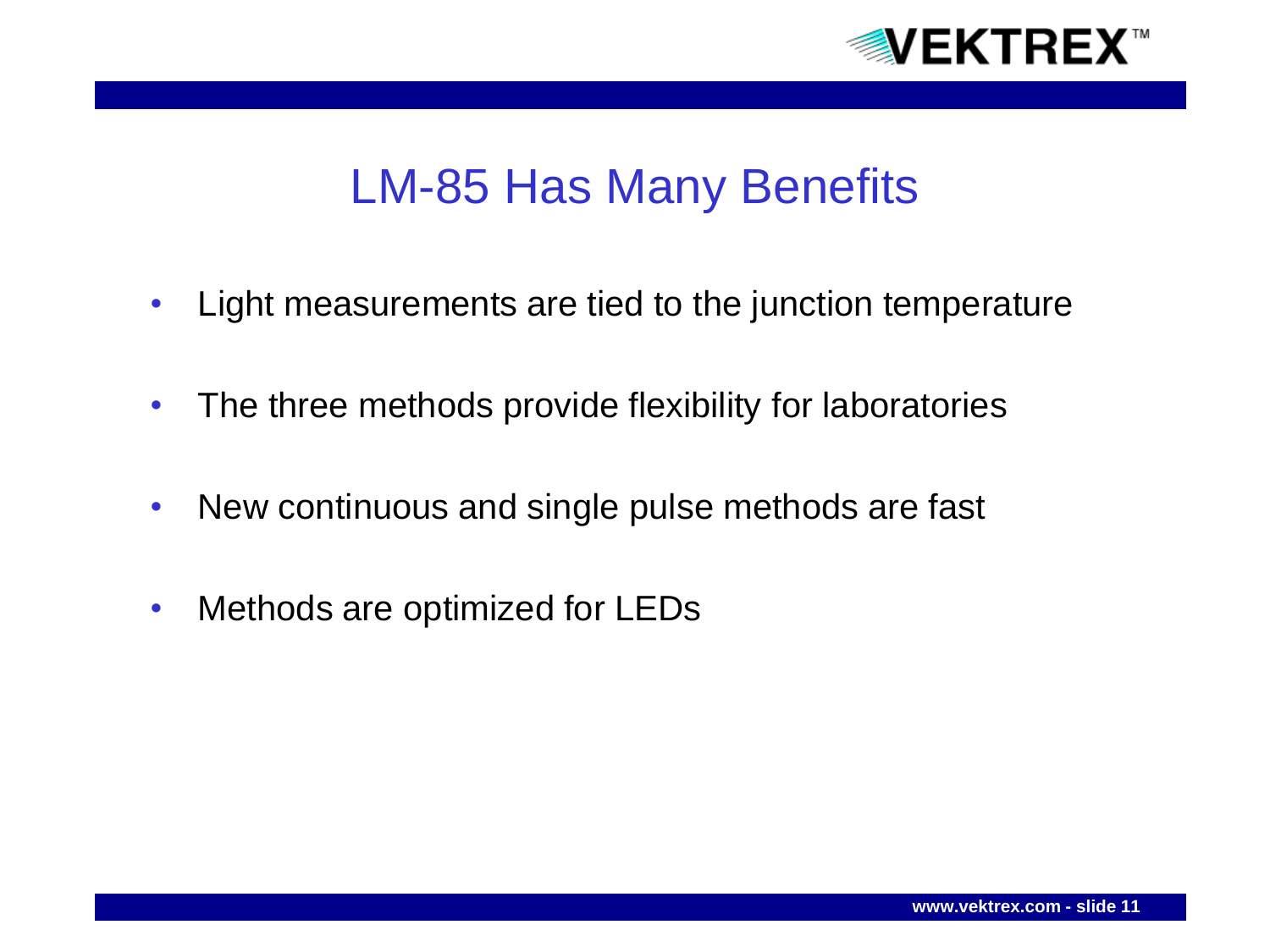# LM-85 Has Many Benefits

- Light measurements are tied to the junction temperature
- The three methods provide flexibility for laboratories
- New continuous and single pulse methods are fast
- Methods are optimized for LEDs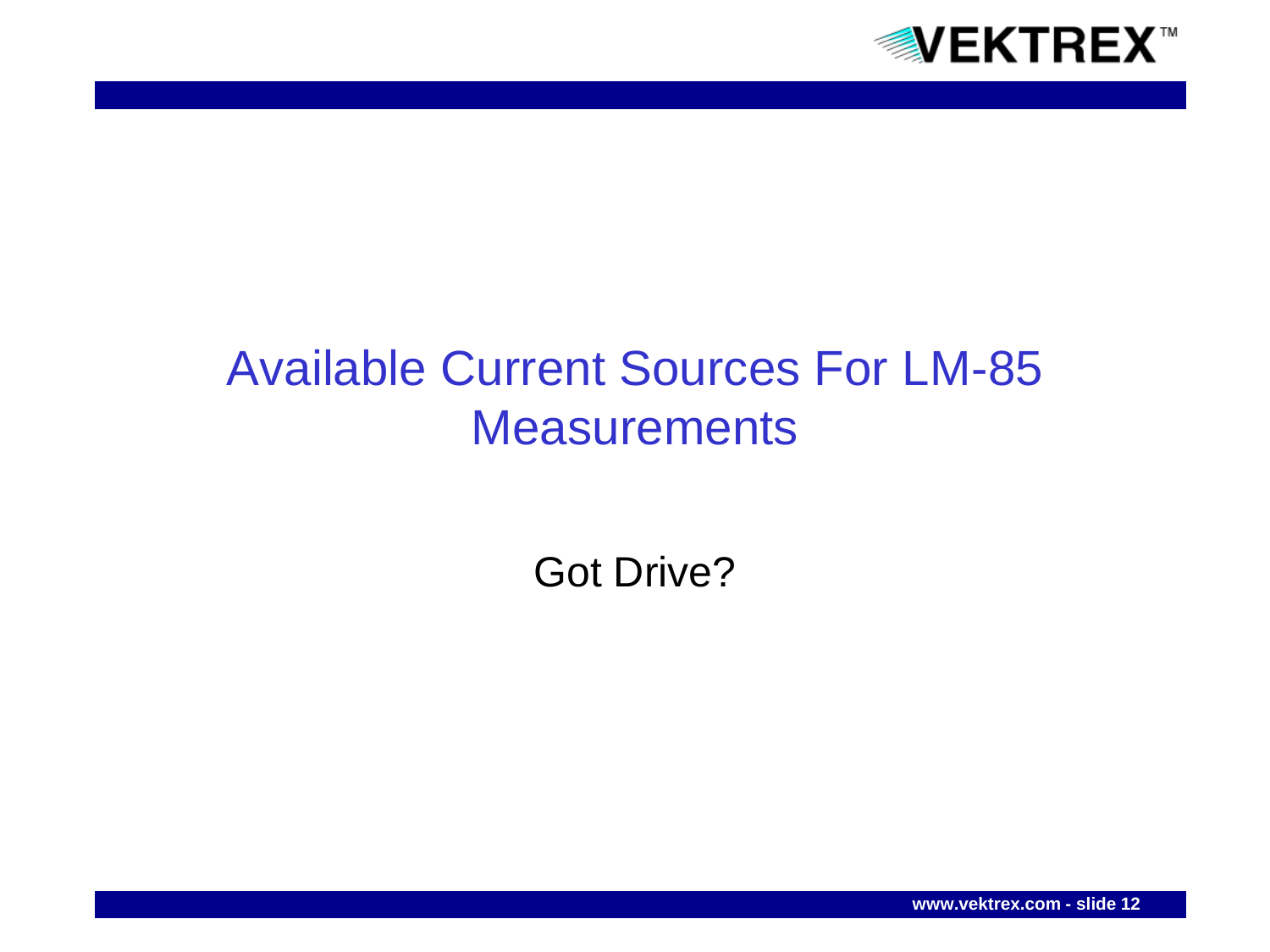# Available Current Sources For LM-85 Measurements

Got Drive?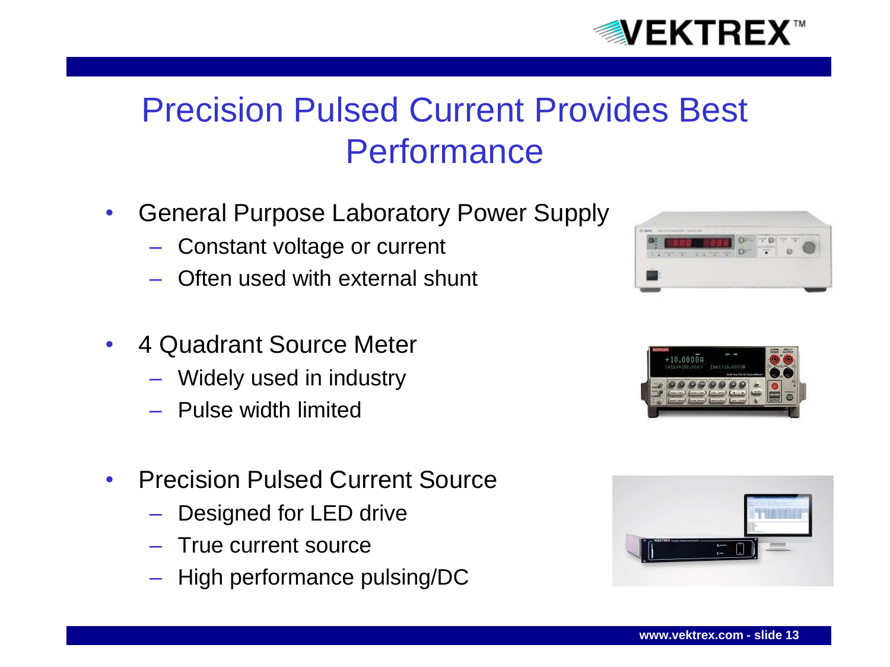# Precision Pulsed Current Provides Best Performance

- General Purpose Laboratory Power Supply
  - Constant voltage or current
  - Often used with external shunt
- 4 Quadrant Source Meter
  - Widely used in industry
  - Pulse width limited
- Precision Pulsed Current Source
  - Designed for LED drive
  - True current source
  - High performance pulsing/DC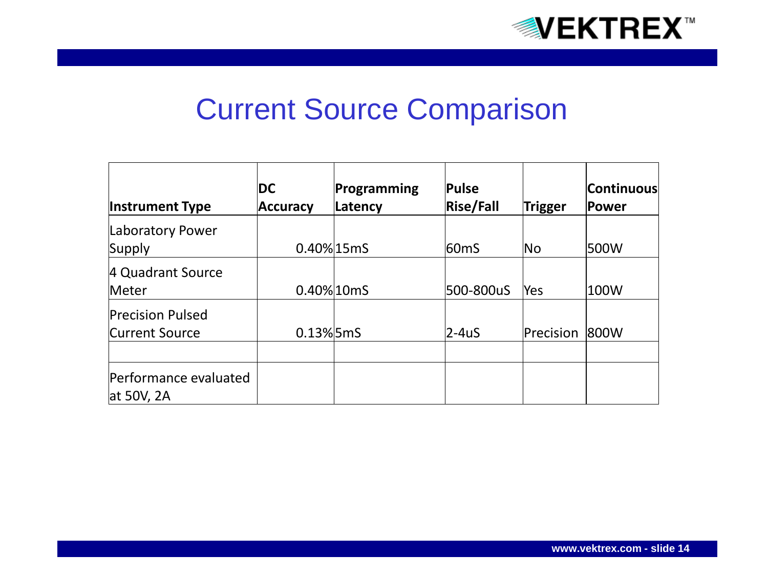# Current Source Comparison

| Instrument Type | DC Accuracy | Programming Latency | Pulse Rise/Fall | Trigger | Continuous Power |
|---|---|---|---|---|---|
| Laboratory Power Supply | 0.40% | 15mS | 60mS | No | 500W |
| 4 Quadrant Source Meter | 0.40% | 10mS | 500-800uS | Yes | 100W |
| Precision Pulsed Current Source | 0.13% | 5mS | 2-4uS | Precision | 800W |
| | | | | | |
| Performance evaluated at 50V, 2A | | | | | |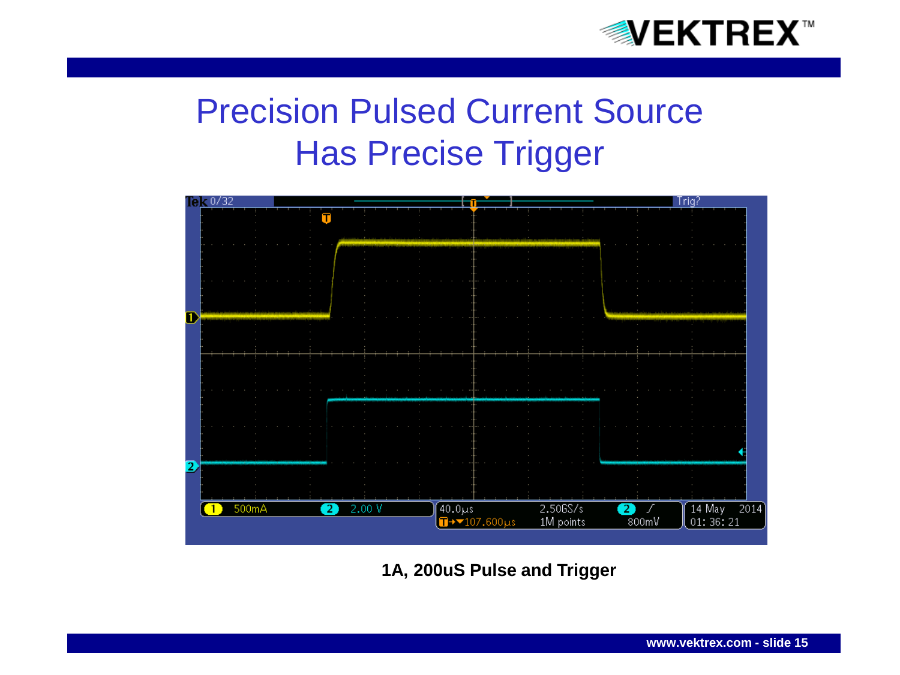# Precision Pulsed Current Source Has Precise Trigger

Tek 0/32

Trig?

1 500mA

2 2.00 V

40.0µs

T→▼107.600µs

2.50GS/s

1M points

2 ⁄ 800mV

14 May 2014

01: 36: 21

**1A, 200uS Pulse and Trigger**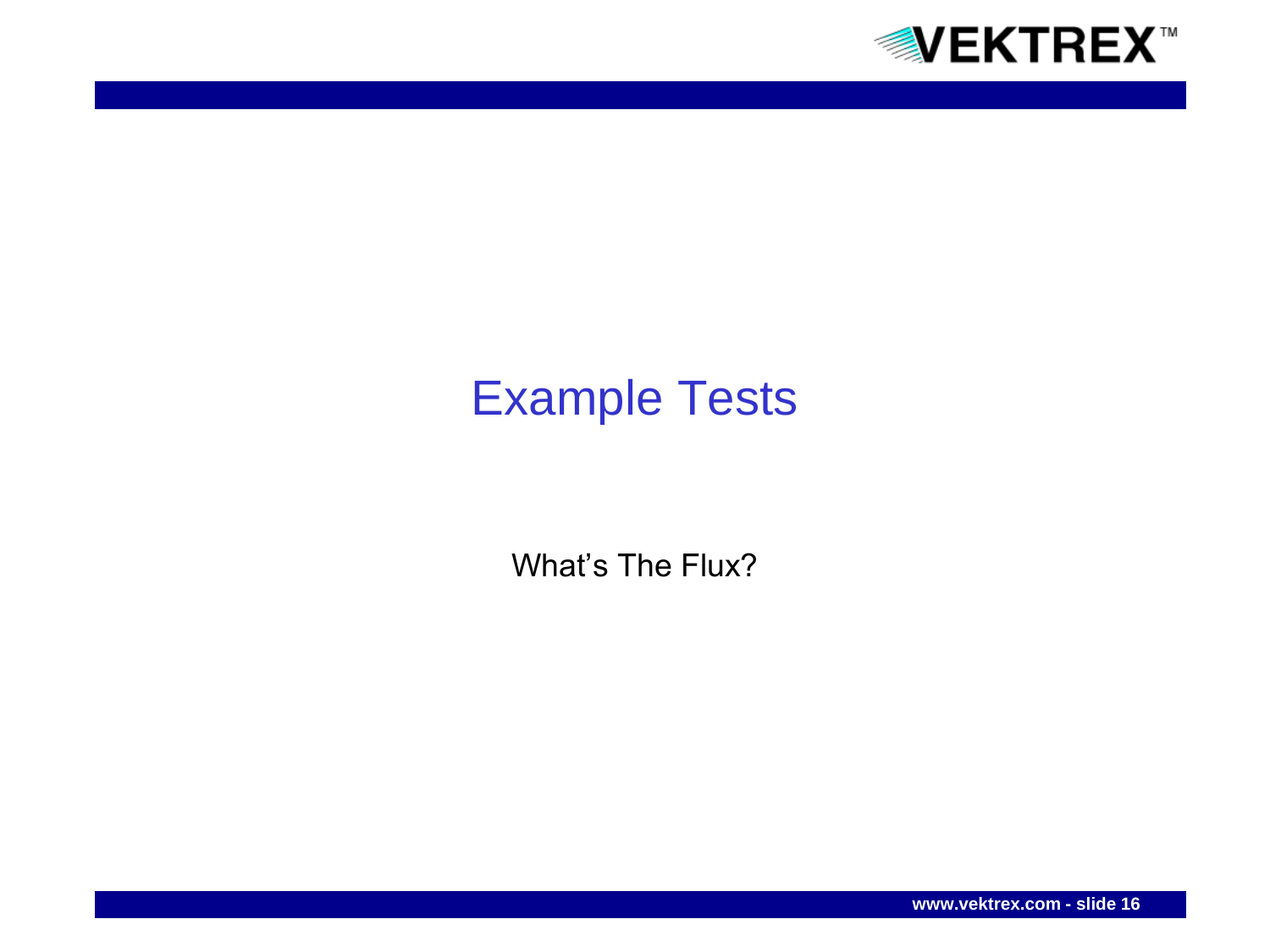# Example Tests

What's The Flux?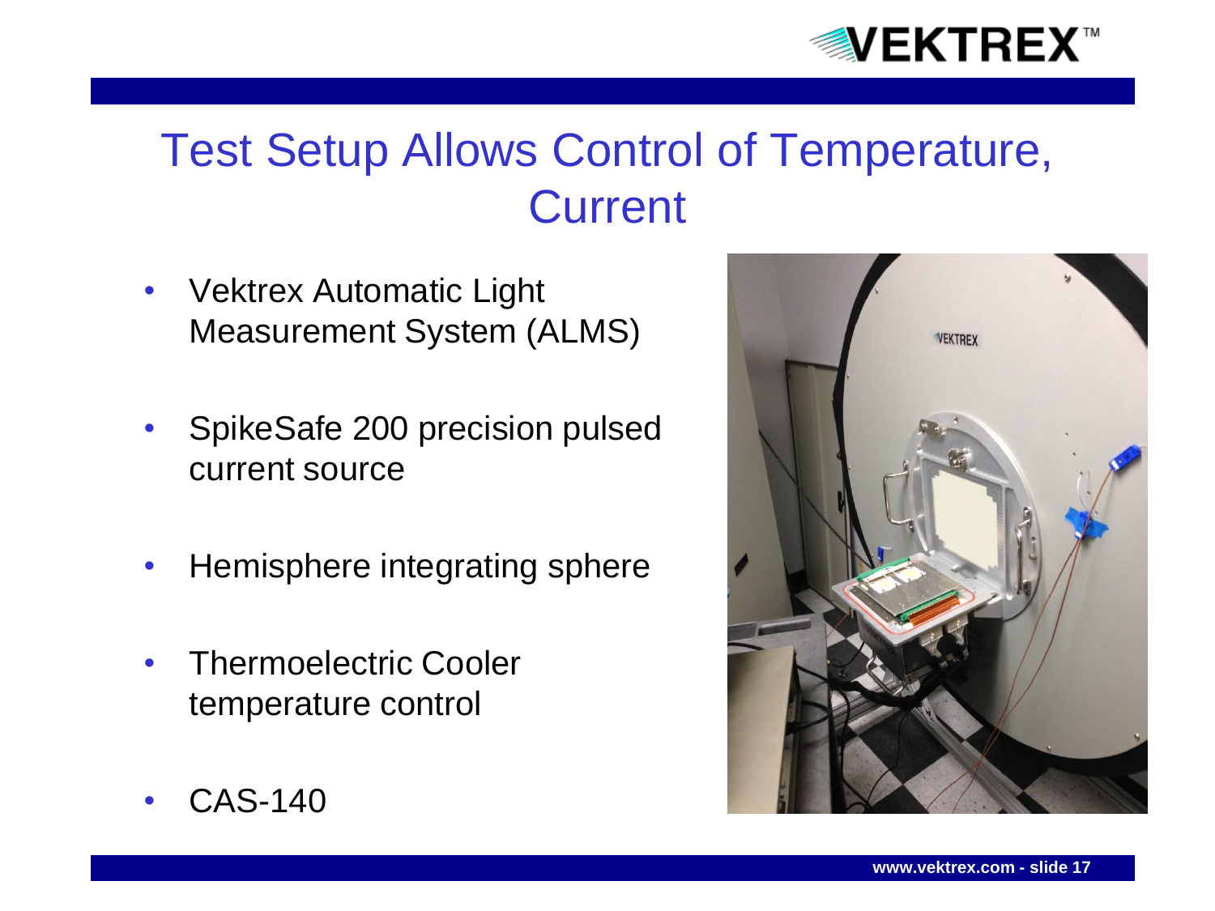# Test Setup Allows Control of Temperature, Current

- Vektrex Automatic Light Measurement System (ALMS)
- SpikeSafe 200 precision pulsed current source
- Hemisphere integrating sphere
- Thermoelectric Cooler temperature control
- CAS-140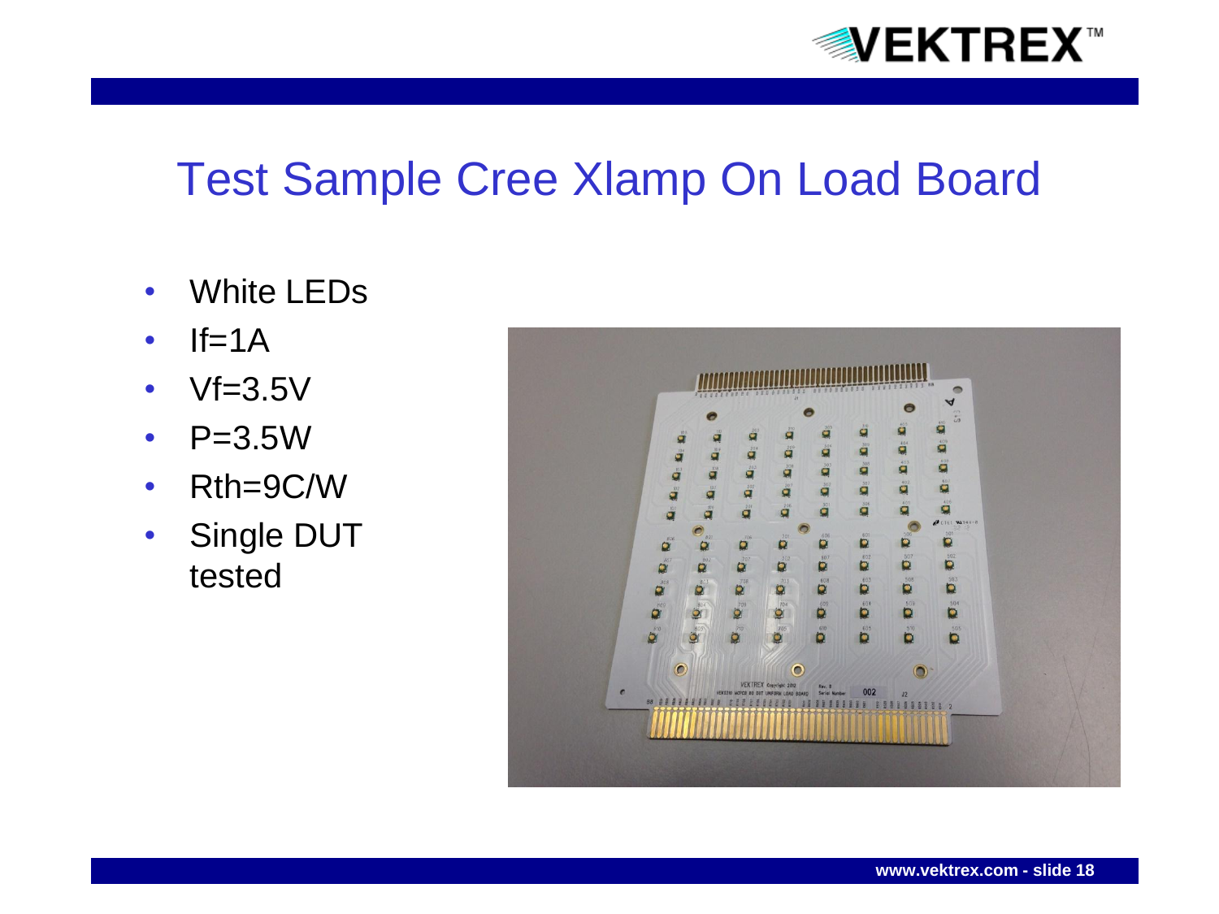# Test Sample Cree Xlamp On Load Board

- White LEDs
- If=1A
- Vf=3.5V
- P=3.5W
- Rth=9C/W
- Single DUT tested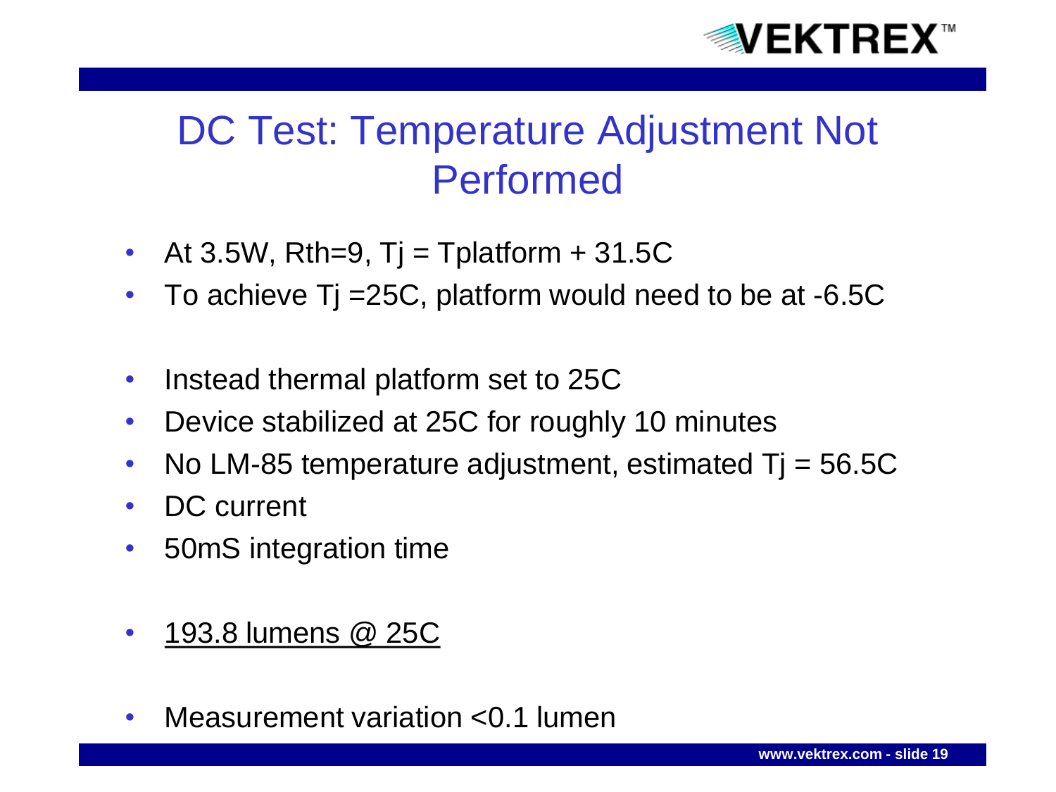# DC Test: Temperature Adjustment Not Performed

- At 3.5W, Rth=9, Tj = Tplatform + 31.5C
- To achieve Tj =25C, platform would need to be at -6.5C

- Instead thermal platform set to 25C
- Device stabilized at 25C for roughly 10 minutes
- No LM-85 temperature adjustment, estimated Tj = 56.5C
- DC current
- 50mS integration time

- <u>193.8 lumens @ 25C</u>

- Measurement variation <0.1 lumen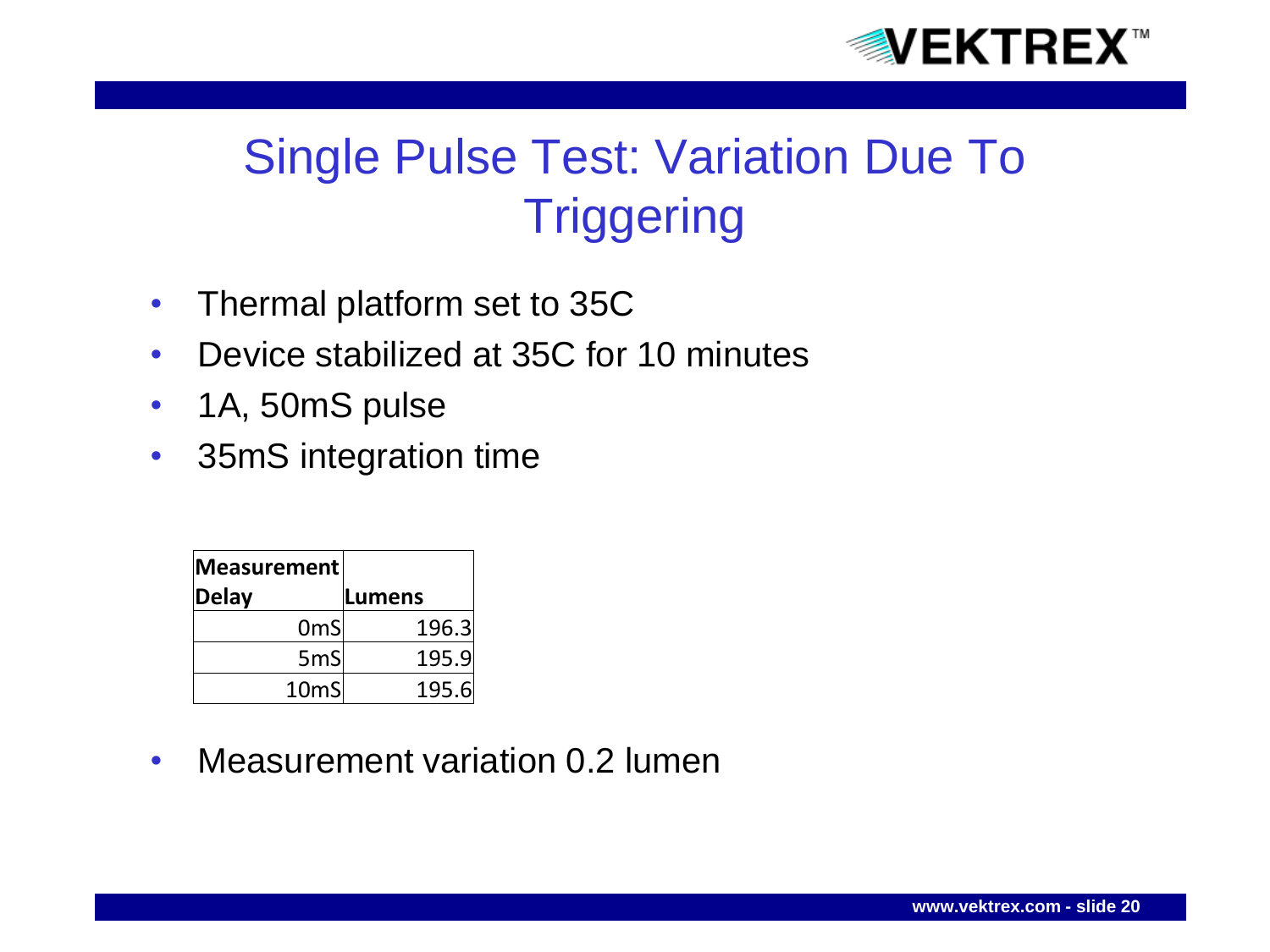# Single Pulse Test: Variation Due To Triggering

- Thermal platform set to 35C
- Device stabilized at 35C for 10 minutes
- 1A, 50mS pulse
- 35mS integration time

| Measurement Delay | Lumens |
|---|---|
| 0mS | 196.3 |
| 5mS | 195.9 |
| 10mS | 195.6 |

- Measurement variation 0.2 lumen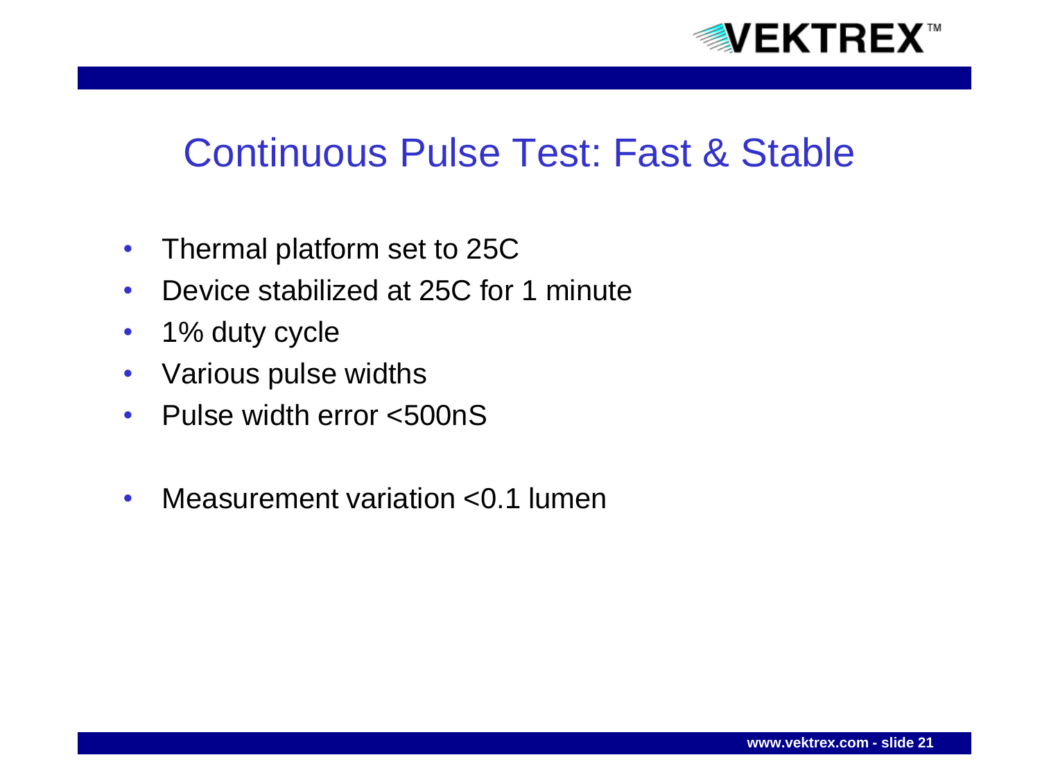# Continuous Pulse Test: Fast & Stable

- Thermal platform set to 25C
- Device stabilized at 25C for 1 minute
- 1% duty cycle
- Various pulse widths
- Pulse width error <500nS

- Measurement variation <0.1 lumen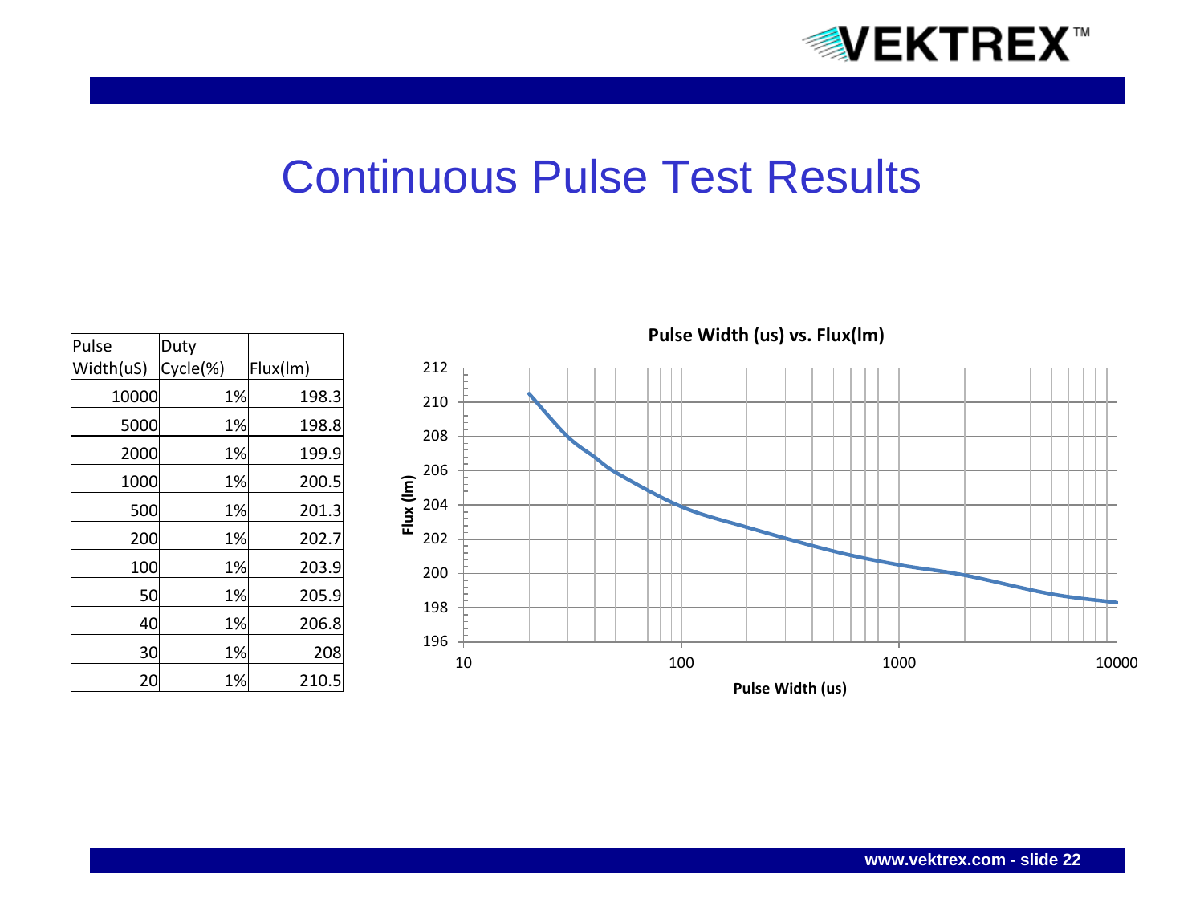# Continuous Pulse Test Results

| Pulse Width(uS) | Duty Cycle(%) | Flux(lm) |
|---|---|---|
| 10000 | 1% | 198.3 |
| 5000 | 1% | 198.8 |
| 2000 | 1% | 199.9 |
| 1000 | 1% | 200.5 |
| 500 | 1% | 201.3 |
| 200 | 1% | 202.7 |
| 100 | 1% | 203.9 |
| 50 | 1% | 205.9 |
| 40 | 1% | 206.8 |
| 30 | 1% | 208 |
| 20 | 1% | 210.5 |

Pulse Width (us) vs. Flux(lm)

Flux (lm)

212
210
208
206
204
202
200
198
196

10
100
1000
10000

Pulse Width (us)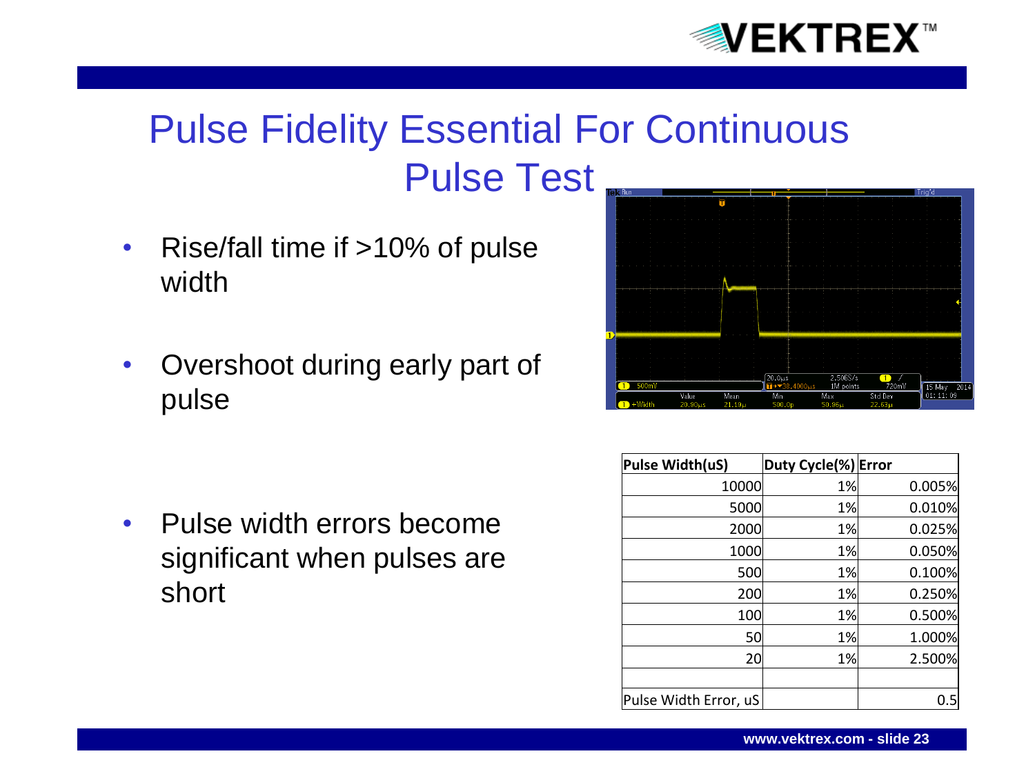# Pulse Fidelity Essential For Continuous Pulse Test

- Rise/fall time if >10% of pulse width
- Overshoot during early part of pulse
- Pulse width errors become significant when pulses are short

Tek Run

Trig'd

500mV

20.0µs

38.4000µs

2.50GS/s

1M points

720mV

15 May 2014

01:11:09

+Width

Value 20.90µs

Mean 21.19µ

Min 500.0p

Max 50.96µ

Std Dev 22.63µ

| Pulse Width(uS) | Duty Cycle(%) | Error |
|---|---|---|
| 10000 | 1% | 0.005% |
| 5000 | 1% | 0.010% |
| 2000 | 1% | 0.025% |
| 1000 | 1% | 0.050% |
| 500 | 1% | 0.100% |
| 200 | 1% | 0.250% |
| 100 | 1% | 0.500% |
| 50 | 1% | 1.000% |
| 20 | 1% | 2.500% |
| | | |
| Pulse Width Error, uS | | 0.5 |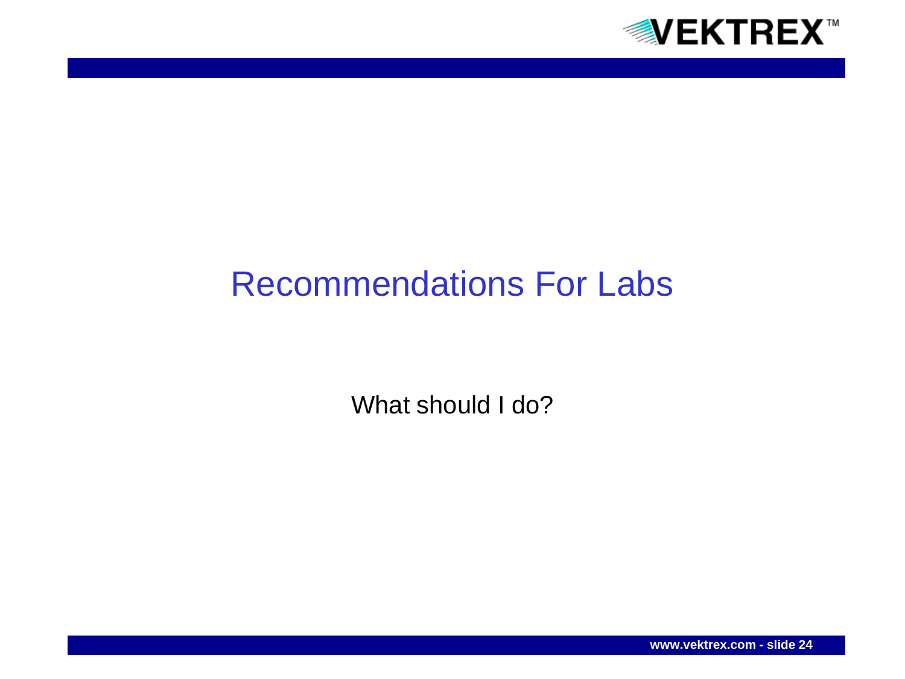# Recommendations For Labs

What should I do?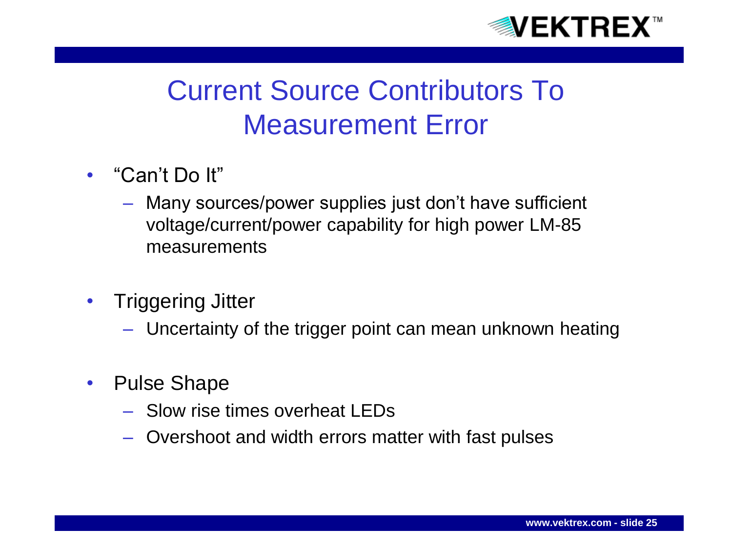# Current Source Contributors To Measurement Error

- "Can't Do It"
  - Many sources/power supplies just don't have sufficient voltage/current/power capability for high power LM-85 measurements
- Triggering Jitter
  - Uncertainty of the trigger point can mean unknown heating
- Pulse Shape
  - Slow rise times overheat LEDs
  - Overshoot and width errors matter with fast pulses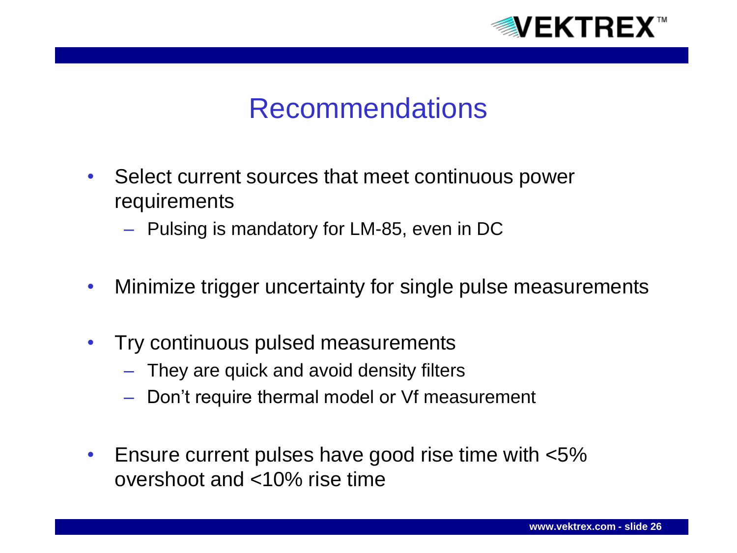# Recommendations

- Select current sources that meet continuous power requirements
  - Pulsing is mandatory for LM-85, even in DC
- Minimize trigger uncertainty for single pulse measurements
- Try continuous pulsed measurements
  - They are quick and avoid density filters
  - Don't require thermal model or Vf measurement
- Ensure current pulses have good rise time with <5% overshoot and <10% rise time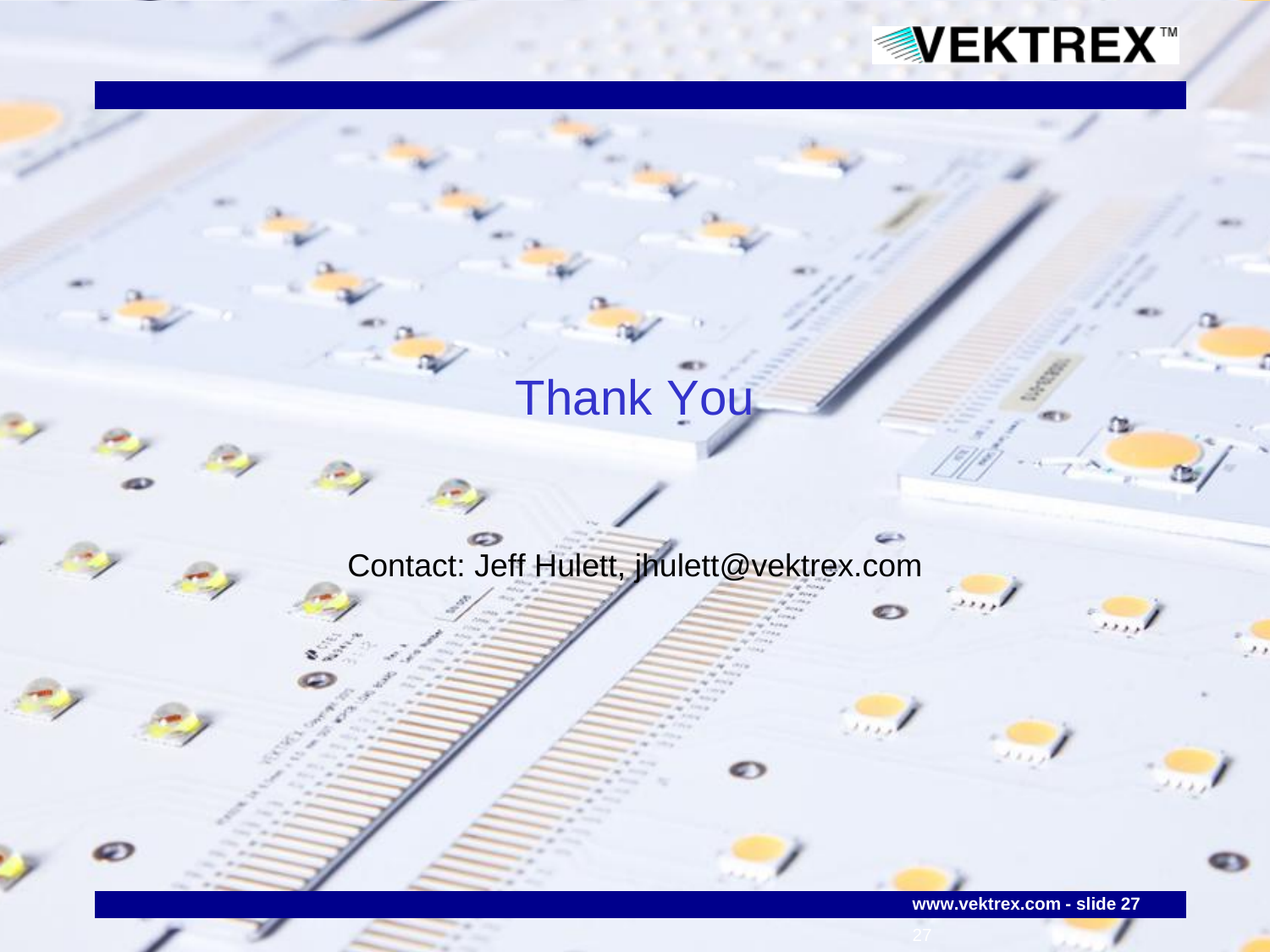# Thank You

Contact: Jeff Hulett, jhulett@vektrex.com